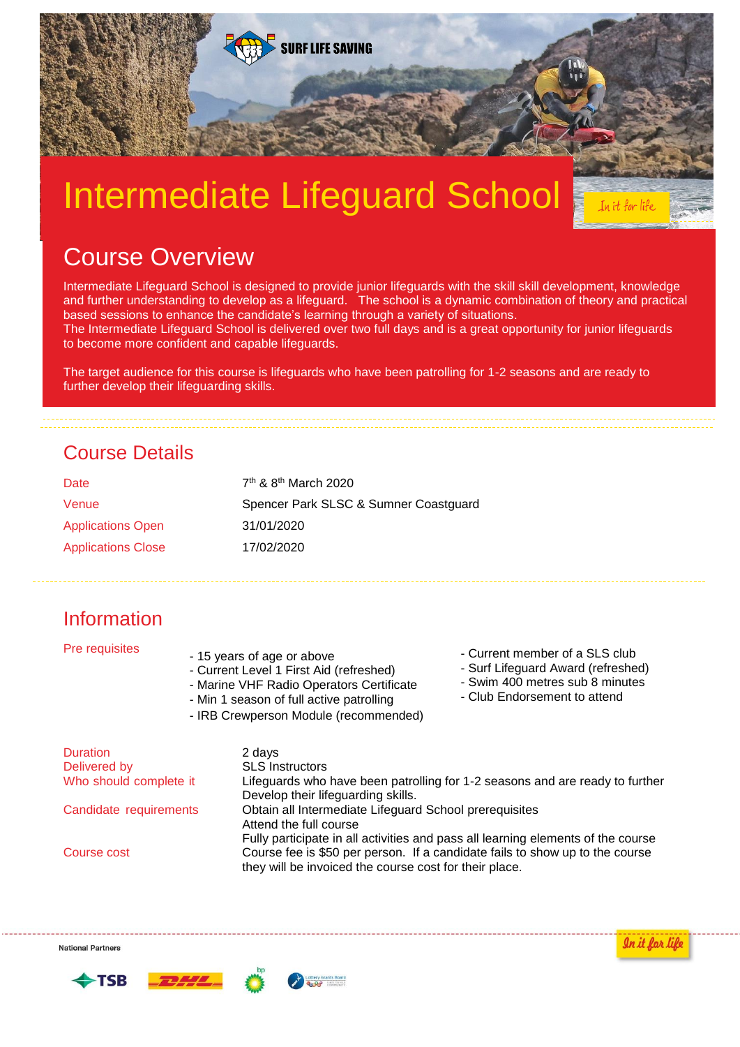SURF LIFE SAVING

# Intermediate Lifeguard School

In it for life

## Course Overview

Intermediate Lifeguard School is designed to provide junior lifeguards with the skill skill development, knowledge and further understanding to develop as a lifeguard. The school is a dynamic combination of theory and practical based sessions to enhance the candidate's learning through a variety of situations.
The Intermediate Lifeguard School is delivered over two full days and is a great opportunity for junior lifeguards to become more confident and capable lifeguards.

The target audience for this course is lifeguards who have been patrolling for 1-2 seasons and are ready to further develop their lifeguarding skills.

## Course Details

| | |
|---|---|
| Date | 7th & 8th March 2020 |
| Venue | Spencer Park SLSC & Sumner Coastguard |
| Applications Open | 31/01/2020 |
| Applications Close | 17/02/2020 |

## Information

**Pre requisites**

- 15 years of age or above
- Current Level 1 First Aid (refreshed)
- Marine VHF Radio Operators Certificate
- Min 1 season of full active patrolling
- IRB Crewperson Module (recommended)
- Current member of a SLS club
- Surf Lifeguard Award (refreshed)
- Swim 400 metres sub 8 minutes
- Club Endorsement to attend

| | |
|---|---|
| Duration | 2 days |
| Delivered by | SLS Instructors |
| Who should complete it | Lifeguards who have been patrolling for 1-2 seasons and are ready to further Develop their lifeguarding skills. |
| Candidate requirements | Obtain all Intermediate Lifeguard School prerequisites<br>Attend the full course<br>Fully participate in all activities and pass all learning elements of the course |
| Course cost | Course fee is $50 per person. If a candidate fails to show up to the course they will be invoiced the course cost for their place. |

In it for life

National Partners

TSB · DHL · bp · Lottery Grants Board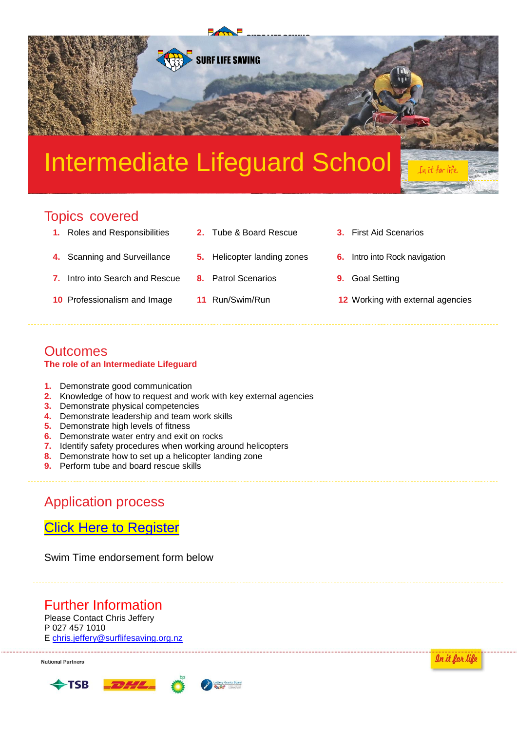# Intermediate Lifeguard School

## Topics covered

1. Roles and Responsibilities
2. Tube & Board Rescue
3. First Aid Scenarios
4. Scanning and Surveillance
5. Helicopter landing zones
6. Intro into Rock navigation
7. Intro into Search and Rescue
8. Patrol Scenarios
9. Goal Setting
10. Professionalism and Image
11. Run/Swim/Run
12. Working with external agencies

## Outcomes

**The role of an Intermediate Lifeguard**

1. Demonstrate good communication
2. Knowledge of how to request and work with key external agencies
3. Demonstrate physical competencies
4. Demonstrate leadership and team work skills
5. Demonstrate high levels of fitness
6. Demonstrate water entry and exit on rocks
7. Identify safety procedures when working around helicopters
8. Demonstrate how to set up a helicopter landing zone
9. Perform tube and board rescue skills

## Application process

Click Here to Register

Swim Time endorsement form below

## Further Information

Please Contact Chris Jeffery
P 027 457 1010
E chris.jeffery@surflifesaving.org.nz

National Partners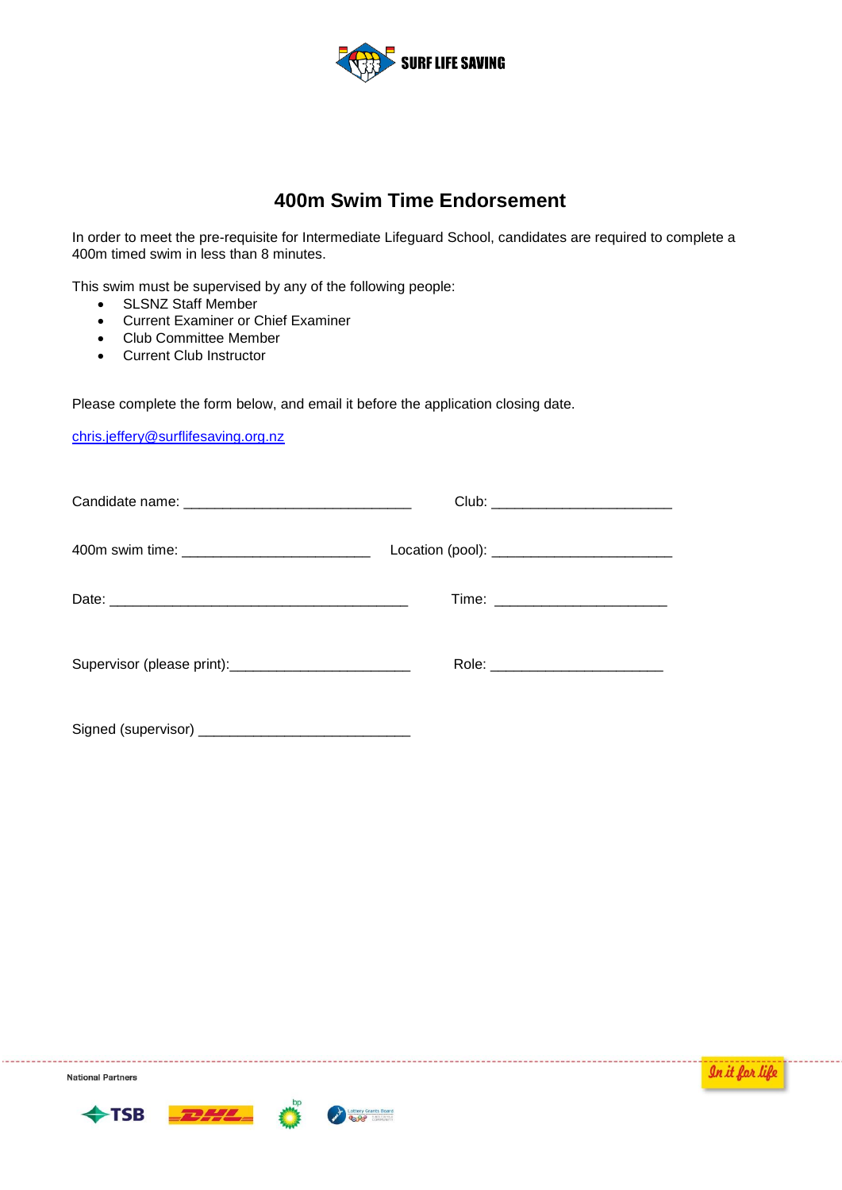SURF LIFE SAVING

# 400m Swim Time Endorsement

In order to meet the pre-requisite for Intermediate Lifeguard School, candidates are required to complete a 400m timed swim in less than 8 minutes.

This swim must be supervised by any of the following people:

- SLSNZ Staff Member
- Current Examiner or Chief Examiner
- Club Committee Member
- Current Club Instructor

Please complete the form below, and email it before the application closing date.

chris.jeffery@surflifesaving.org.nz

Candidate name: _____________________________ Club: _______________________

400m swim time: ________________________ Location (pool): _______________________

Date: ______________________________________ Time: ______________________

Supervisor (please print):_______________________ Role: ______________________

Signed (supervisor) ___________________________

National Partners

In it for life